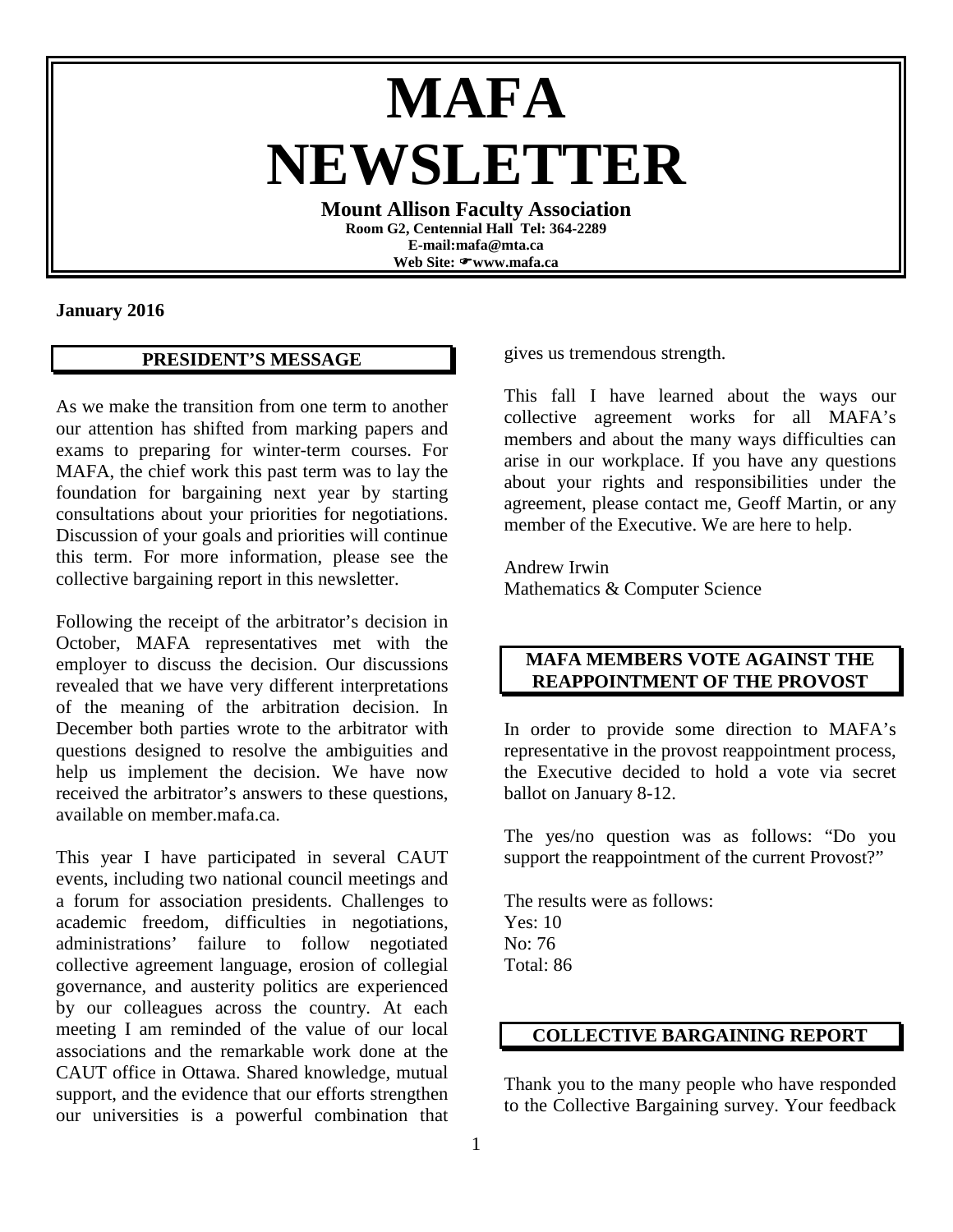# MAFA NEWSLETTER

**Mount Allison Faculty Association**
**Room G2, Centennial Hall Tel: 364-2289**
**E-mail:mafa@mta.ca**
**Web Site: ☛www.mafa.ca**

**January 2016**

## PRESIDENT'S MESSAGE

As we make the transition from one term to another our attention has shifted from marking papers and exams to preparing for winter-term courses. For MAFA, the chief work this past term was to lay the foundation for bargaining next year by starting consultations about your priorities for negotiations. Discussion of your goals and priorities will continue this term. For more information, please see the collective bargaining report in this newsletter.

Following the receipt of the arbitrator's decision in October, MAFA representatives met with the employer to discuss the decision. Our discussions revealed that we have very different interpretations of the meaning of the arbitration decision. In December both parties wrote to the arbitrator with questions designed to resolve the ambiguities and help us implement the decision. We have now received the arbitrator's answers to these questions, available on member.mafa.ca.

This year I have participated in several CAUT events, including two national council meetings and a forum for association presidents. Challenges to academic freedom, difficulties in negotiations, administrations' failure to follow negotiated collective agreement language, erosion of collegial governance, and austerity politics are experienced by our colleagues across the country. At each meeting I am reminded of the value of our local associations and the remarkable work done at the CAUT office in Ottawa. Shared knowledge, mutual support, and the evidence that our efforts strengthen our universities is a powerful combination that gives us tremendous strength.

This fall I have learned about the ways our collective agreement works for all MAFA's members and about the many ways difficulties can arise in our workplace. If you have any questions about your rights and responsibilities under the agreement, please contact me, Geoff Martin, or any member of the Executive. We are here to help.

Andrew Irwin
Mathematics & Computer Science

## MAFA MEMBERS VOTE AGAINST THE REAPPOINTMENT OF THE PROVOST

In order to provide some direction to MAFA's representative in the provost reappointment process, the Executive decided to hold a vote via secret ballot on January 8-12.

The yes/no question was as follows: "Do you support the reappointment of the current Provost?"

The results were as follows:
Yes: 10
No: 76
Total: 86

## COLLECTIVE BARGAINING REPORT

Thank you to the many people who have responded to the Collective Bargaining survey. Your feedback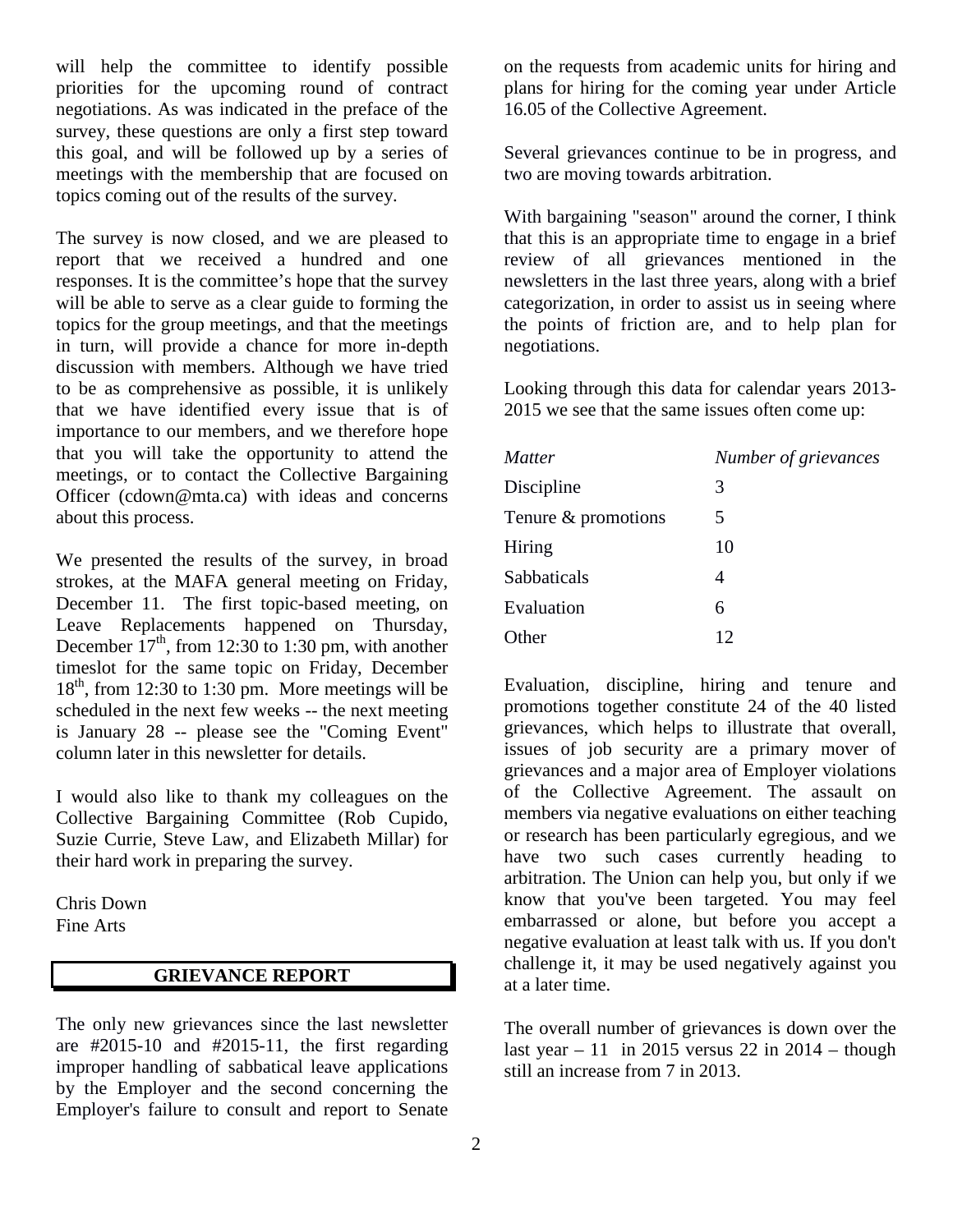will help the committee to identify possible priorities for the upcoming round of contract negotiations. As was indicated in the preface of the survey, these questions are only a first step toward this goal, and will be followed up by a series of meetings with the membership that are focused on topics coming out of the results of the survey.

The survey is now closed, and we are pleased to report that we received a hundred and one responses. It is the committee's hope that the survey will be able to serve as a clear guide to forming the topics for the group meetings, and that the meetings in turn, will provide a chance for more in-depth discussion with members. Although we have tried to be as comprehensive as possible, it is unlikely that we have identified every issue that is of importance to our members, and we therefore hope that you will take the opportunity to attend the meetings, or to contact the Collective Bargaining Officer (cdown@mta.ca) with ideas and concerns about this process.

We presented the results of the survey, in broad strokes, at the MAFA general meeting on Friday, December 11. The first topic-based meeting, on Leave Replacements happened on Thursday, December 17th, from 12:30 to 1:30 pm, with another timeslot for the same topic on Friday, December 18th, from 12:30 to 1:30 pm. More meetings will be scheduled in the next few weeks -- the next meeting is January 28 -- please see the "Coming Event" column later in this newsletter for details.

I would also like to thank my colleagues on the Collective Bargaining Committee (Rob Cupido, Suzie Currie, Steve Law, and Elizabeth Millar) for their hard work in preparing the survey.

Chris Down
Fine Arts

## GRIEVANCE REPORT

The only new grievances since the last newsletter are #2015-10 and #2015-11, the first regarding improper handling of sabbatical leave applications by the Employer and the second concerning the Employer's failure to consult and report to Senate on the requests from academic units for hiring and plans for hiring for the coming year under Article 16.05 of the Collective Agreement.

Several grievances continue to be in progress, and two are moving towards arbitration.

With bargaining "season" around the corner, I think that this is an appropriate time to engage in a brief review of all grievances mentioned in the newsletters in the last three years, along with a brief categorization, in order to assist us in seeing where the points of friction are, and to help plan for negotiations.

Looking through this data for calendar years 2013-2015 we see that the same issues often come up:

| *Matter* | *Number of grievances* |
|---|---|
| Discipline | 3 |
| Tenure & promotions | 5 |
| Hiring | 10 |
| Sabbaticals | 4 |
| Evaluation | 6 |
| Other | 12 |

Evaluation, discipline, hiring and tenure and promotions together constitute 24 of the 40 listed grievances, which helps to illustrate that overall, issues of job security are a primary mover of grievances and a major area of Employer violations of the Collective Agreement. The assault on members via negative evaluations on either teaching or research has been particularly egregious, and we have two such cases currently heading to arbitration. The Union can help you, but only if we know that you've been targeted. You may feel embarrassed or alone, but before you accept a negative evaluation at least talk with us. If you don't challenge it, it may be used negatively against you at a later time.

The overall number of grievances is down over the last year – 11 in 2015 versus 22 in 2014 – though still an increase from 7 in 2013.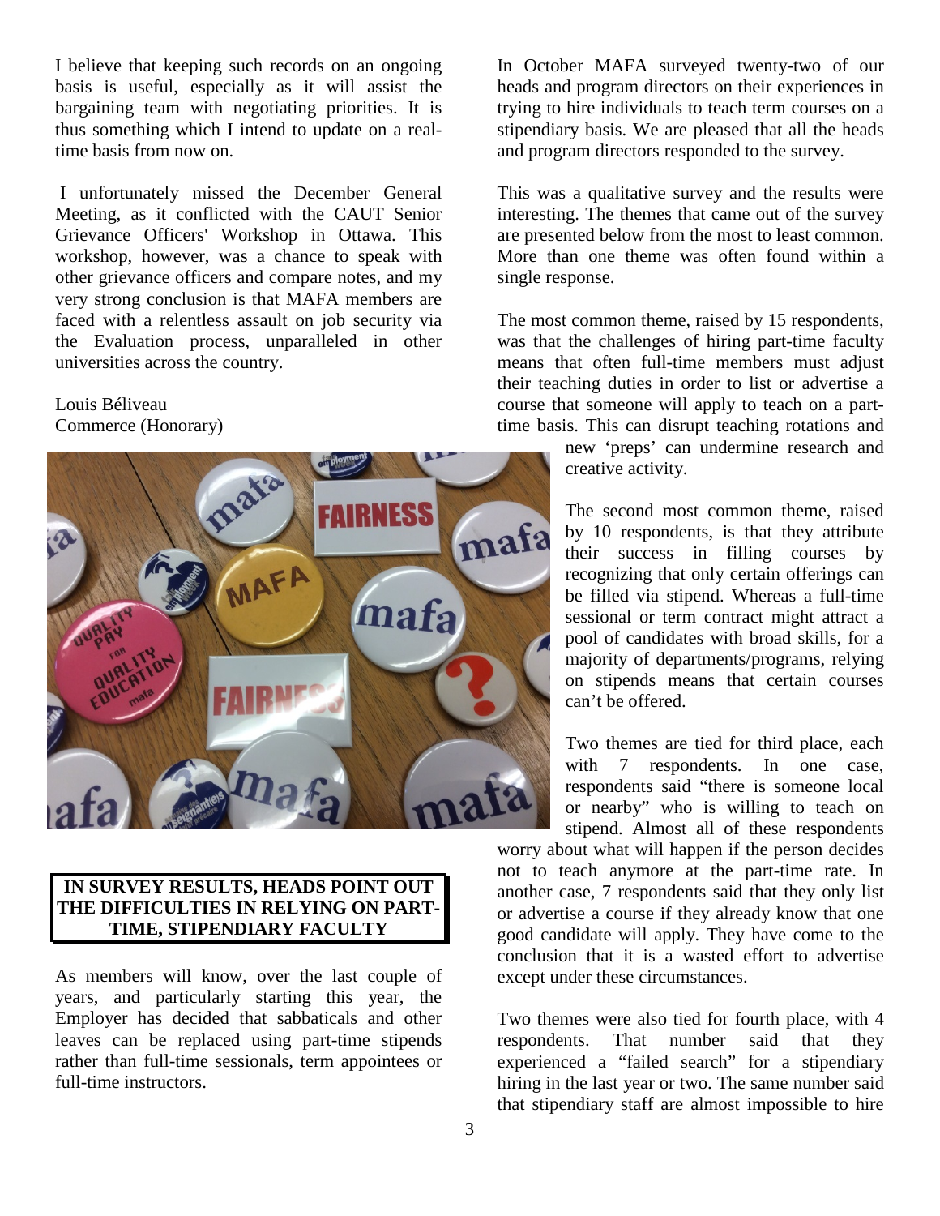I believe that keeping such records on an ongoing basis is useful, especially as it will assist the bargaining team with negotiating priorities. It is thus something which I intend to update on a real-time basis from now on.

I unfortunately missed the December General Meeting, as it conflicted with the CAUT Senior Grievance Officers' Workshop in Ottawa. This workshop, however, was a chance to speak with other grievance officers and compare notes, and my very strong conclusion is that MAFA members are faced with a relentless assault on job security via the Evaluation process, unparalleled in other universities across the country.

Louis Béliveau
Commerce (Honorary)

## IN SURVEY RESULTS, HEADS POINT OUT THE DIFFICULTIES IN RELYING ON PART-TIME, STIPENDIARY FACULTY

As members will know, over the last couple of years, and particularly starting this year, the Employer has decided that sabbaticals and other leaves can be replaced using part-time stipends rather than full-time sessionals, term appointees or full-time instructors.

In October MAFA surveyed twenty-two of our heads and program directors on their experiences in trying to hire individuals to teach term courses on a stipendiary basis. We are pleased that all the heads and program directors responded to the survey.

This was a qualitative survey and the results were interesting. The themes that came out of the survey are presented below from the most to least common. More than one theme was often found within a single response.

The most common theme, raised by 15 respondents, was that the challenges of hiring part-time faculty means that often full-time members must adjust their teaching duties in order to list or advertise a course that someone will apply to teach on a part-time basis. This can disrupt teaching rotations and new 'preps' can undermine research and creative activity.

The second most common theme, raised by 10 respondents, is that they attribute their success in filling courses by recognizing that only certain offerings can be filled via stipend. Whereas a full-time sessional or term contract might attract a pool of candidates with broad skills, for a majority of departments/programs, relying on stipends means that certain courses can't be offered.

Two themes are tied for third place, each with 7 respondents. In one case, respondents said "there is someone local or nearby" who is willing to teach on stipend. Almost all of these respondents worry about what will happen if the person decides not to teach anymore at the part-time rate. In another case, 7 respondents said that they only list or advertise a course if they already know that one good candidate will apply. They have come to the conclusion that it is a wasted effort to advertise except under these circumstances.

Two themes were also tied for fourth place, with 4 respondents. That number said that they experienced a "failed search" for a stipendiary hiring in the last year or two. The same number said that stipendiary staff are almost impossible to hire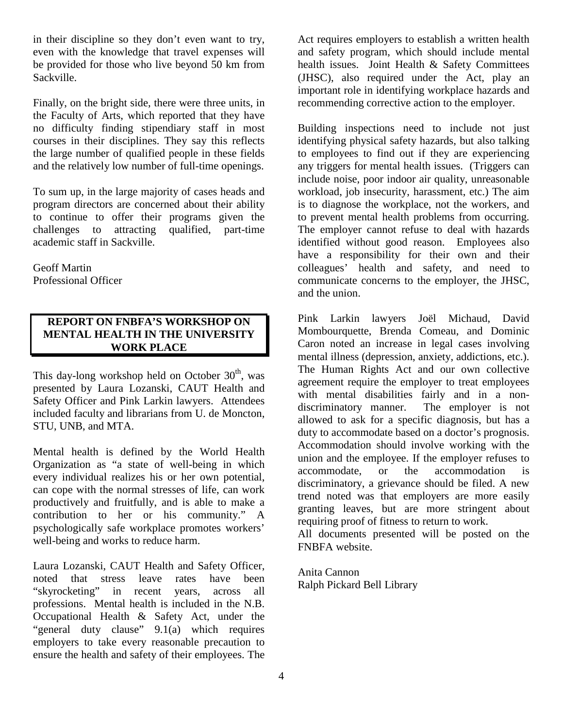in their discipline so they don't even want to try, even with the knowledge that travel expenses will be provided for those who live beyond 50 km from Sackville.

Finally, on the bright side, there were three units, in the Faculty of Arts, which reported that they have no difficulty finding stipendiary staff in most courses in their disciplines. They say this reflects the large number of qualified people in these fields and the relatively low number of full-time openings.

To sum up, in the large majority of cases heads and program directors are concerned about their ability to continue to offer their programs given the challenges to attracting qualified, part-time academic staff in Sackville.

Geoff Martin
Professional Officer

## REPORT ON FNBFA'S WORKSHOP ON MENTAL HEALTH IN THE UNIVERSITY WORK PLACE

This day-long workshop held on October 30th, was presented by Laura Lozanski, CAUT Health and Safety Officer and Pink Larkin lawyers. Attendees included faculty and librarians from U. de Moncton, STU, UNB, and MTA.

Mental health is defined by the World Health Organization as "a state of well-being in which every individual realizes his or her own potential, can cope with the normal stresses of life, can work productively and fruitfully, and is able to make a contribution to her or his community." A psychologically safe workplace promotes workers' well-being and works to reduce harm.

Laura Lozanski, CAUT Health and Safety Officer, noted that stress leave rates have been "skyrocketing" in recent years, across all professions. Mental health is included in the N.B. Occupational Health & Safety Act, under the "general duty clause" 9.1(a) which requires employers to take every reasonable precaution to ensure the health and safety of their employees. The Act requires employers to establish a written health and safety program, which should include mental health issues. Joint Health & Safety Committees (JHSC), also required under the Act, play an important role in identifying workplace hazards and recommending corrective action to the employer.

Building inspections need to include not just identifying physical safety hazards, but also talking to employees to find out if they are experiencing any triggers for mental health issues. (Triggers can include noise, poor indoor air quality, unreasonable workload, job insecurity, harassment, etc.) The aim is to diagnose the workplace, not the workers, and to prevent mental health problems from occurring. The employer cannot refuse to deal with hazards identified without good reason. Employees also have a responsibility for their own and their colleagues' health and safety, and need to communicate concerns to the employer, the JHSC, and the union.

Pink Larkin lawyers Joël Michaud, David Mombourquette, Brenda Comeau, and Dominic Caron noted an increase in legal cases involving mental illness (depression, anxiety, addictions, etc.). The Human Rights Act and our own collective agreement require the employer to treat employees with mental disabilities fairly and in a non-discriminatory manner. The employer is not allowed to ask for a specific diagnosis, but has a duty to accommodate based on a doctor's prognosis. Accommodation should involve working with the union and the employee. If the employer refuses to accommodate, or the accommodation is discriminatory, a grievance should be filed. A new trend noted was that employers are more easily granting leaves, but are more stringent about requiring proof of fitness to return to work.

All documents presented will be posted on the FNBFA website.

Anita Cannon
Ralph Pickard Bell Library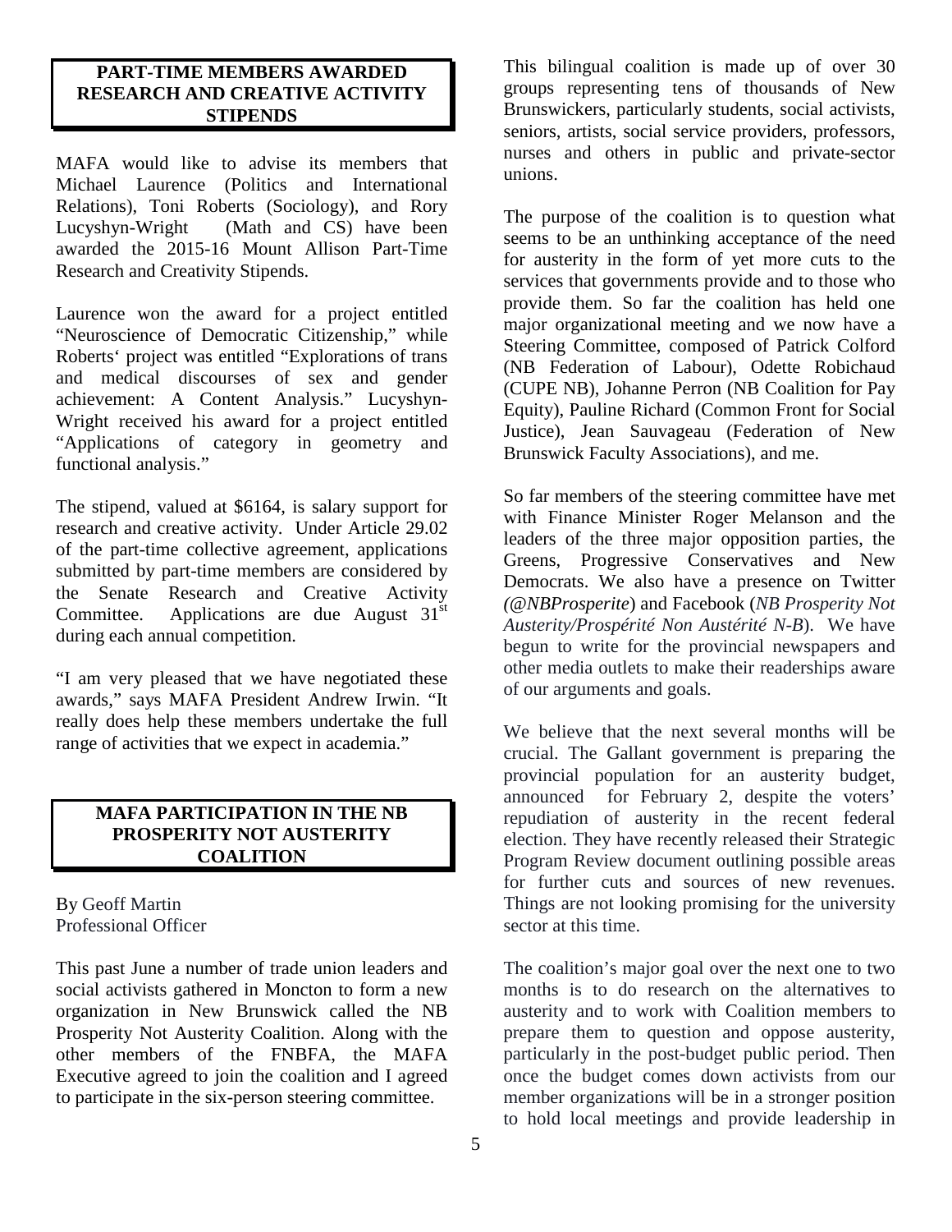## PART-TIME MEMBERS AWARDED RESEARCH AND CREATIVE ACTIVITY STIPENDS

MAFA would like to advise its members that Michael Laurence (Politics and International Relations), Toni Roberts (Sociology), and Rory Lucyshyn-Wright (Math and CS) have been awarded the 2015-16 Mount Allison Part-Time Research and Creativity Stipends.

Laurence won the award for a project entitled "Neuroscience of Democratic Citizenship," while Roberts' project was entitled "Explorations of trans and medical discourses of sex and gender achievement: A Content Analysis." Lucyshyn-Wright received his award for a project entitled "Applications of category in geometry and functional analysis."

The stipend, valued at $6164, is salary support for research and creative activity. Under Article 29.02 of the part-time collective agreement, applications submitted by part-time members are considered by the Senate Research and Creative Activity Committee. Applications are due August 31st during each annual competition.

"I am very pleased that we have negotiated these awards," says MAFA President Andrew Irwin. "It really does help these members undertake the full range of activities that we expect in academia."

## MAFA PARTICIPATION IN THE NB PROSPERITY NOT AUSTERITY COALITION

By Geoff Martin
Professional Officer

This past June a number of trade union leaders and social activists gathered in Moncton to form a new organization in New Brunswick called the NB Prosperity Not Austerity Coalition. Along with the other members of the FNBFA, the MAFA Executive agreed to join the coalition and I agreed to participate in the six-person steering committee.

This bilingual coalition is made up of over 30 groups representing tens of thousands of New Brunswickers, particularly students, social activists, seniors, artists, social service providers, professors, nurses and others in public and private-sector unions.

The purpose of the coalition is to question what seems to be an unthinking acceptance of the need for austerity in the form of yet more cuts to the services that governments provide and to those who provide them. So far the coalition has held one major organizational meeting and we now have a Steering Committee, composed of Patrick Colford (NB Federation of Labour), Odette Robichaud (CUPE NB), Johanne Perron (NB Coalition for Pay Equity), Pauline Richard (Common Front for Social Justice), Jean Sauvageau (Federation of New Brunswick Faculty Associations), and me.

So far members of the steering committee have met with Finance Minister Roger Melanson and the leaders of the three major opposition parties, the Greens, Progressive Conservatives and New Democrats. We also have a presence on Twitter (*@NBProsperite*) and Facebook (*NB Prosperity Not Austerity/Prospérité Non Austérité N-B*). We have begun to write for the provincial newspapers and other media outlets to make their readerships aware of our arguments and goals.

We believe that the next several months will be crucial. The Gallant government is preparing the provincial population for an austerity budget, announced for February 2, despite the voters' repudiation of austerity in the recent federal election. They have recently released their Strategic Program Review document outlining possible areas for further cuts and sources of new revenues. Things are not looking promising for the university sector at this time.

The coalition's major goal over the next one to two months is to do research on the alternatives to austerity and to work with Coalition members to prepare them to question and oppose austerity, particularly in the post-budget public period. Then once the budget comes down activists from our member organizations will be in a stronger position to hold local meetings and provide leadership in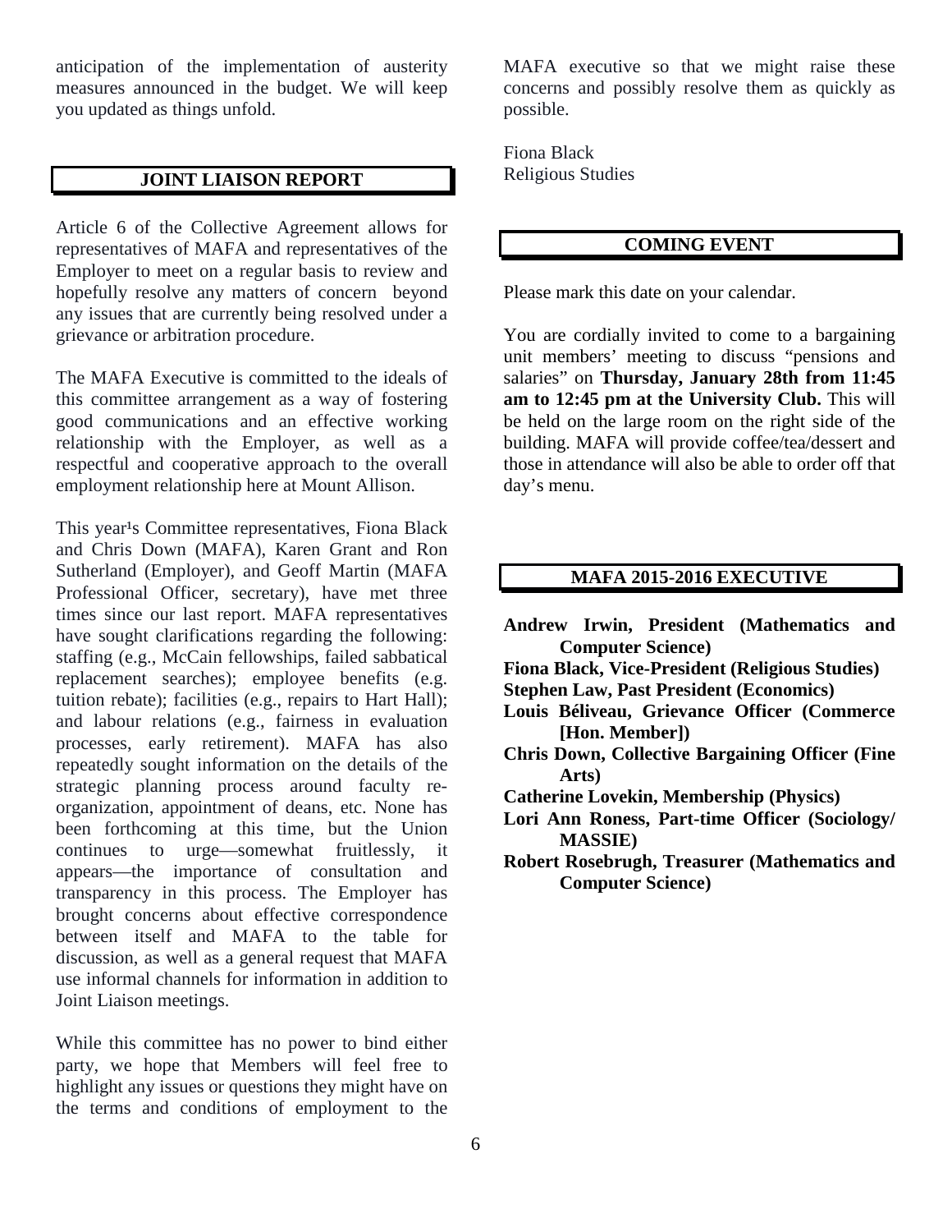anticipation of the implementation of austerity measures announced in the budget. We will keep you updated as things unfold.

## JOINT LIAISON REPORT

Article 6 of the Collective Agreement allows for representatives of MAFA and representatives of the Employer to meet on a regular basis to review and hopefully resolve any matters of concern beyond any issues that are currently being resolved under a grievance or arbitration procedure.

The MAFA Executive is committed to the ideals of this committee arrangement as a way of fostering good communications and an effective working relationship with the Employer, as well as a respectful and cooperative approach to the overall employment relationship here at Mount Allison.

This year¹s Committee representatives, Fiona Black and Chris Down (MAFA), Karen Grant and Ron Sutherland (Employer), and Geoff Martin (MAFA Professional Officer, secretary), have met three times since our last report. MAFA representatives have sought clarifications regarding the following: staffing (e.g., McCain fellowships, failed sabbatical replacement searches); employee benefits (e.g. tuition rebate); facilities (e.g., repairs to Hart Hall); and labour relations (e.g., fairness in evaluation processes, early retirement). MAFA has also repeatedly sought information on the details of the strategic planning process around faculty re-organization, appointment of deans, etc. None has been forthcoming at this time, but the Union continues to urge—somewhat fruitlessly, it appears—the importance of consultation and transparency in this process. The Employer has brought concerns about effective correspondence between itself and MAFA to the table for discussion, as well as a general request that MAFA use informal channels for information in addition to Joint Liaison meetings.

While this committee has no power to bind either party, we hope that Members will feel free to highlight any issues or questions they might have on the terms and conditions of employment to the MAFA executive so that we might raise these concerns and possibly resolve them as quickly as possible.

Fiona Black
Religious Studies

## COMING EVENT

Please mark this date on your calendar.

You are cordially invited to come to a bargaining unit members' meeting to discuss "pensions and salaries" on **Thursday, January 28th from 11:45 am to 12:45 pm at the University Club.** This will be held on the large room on the right side of the building. MAFA will provide coffee/tea/dessert and those in attendance will also be able to order off that day's menu.

## MAFA 2015-2016 EXECUTIVE

**Andrew Irwin, President (Mathematics and Computer Science)**
**Fiona Black, Vice-President (Religious Studies)**
**Stephen Law, Past President (Economics)**
**Louis Béliveau, Grievance Officer (Commerce [Hon. Member])**
**Chris Down, Collective Bargaining Officer (Fine Arts)**
**Catherine Lovekin, Membership (Physics)**
**Lori Ann Roness, Part-time Officer (Sociology/ MASSIE)**
**Robert Rosebrugh, Treasurer (Mathematics and Computer Science)**